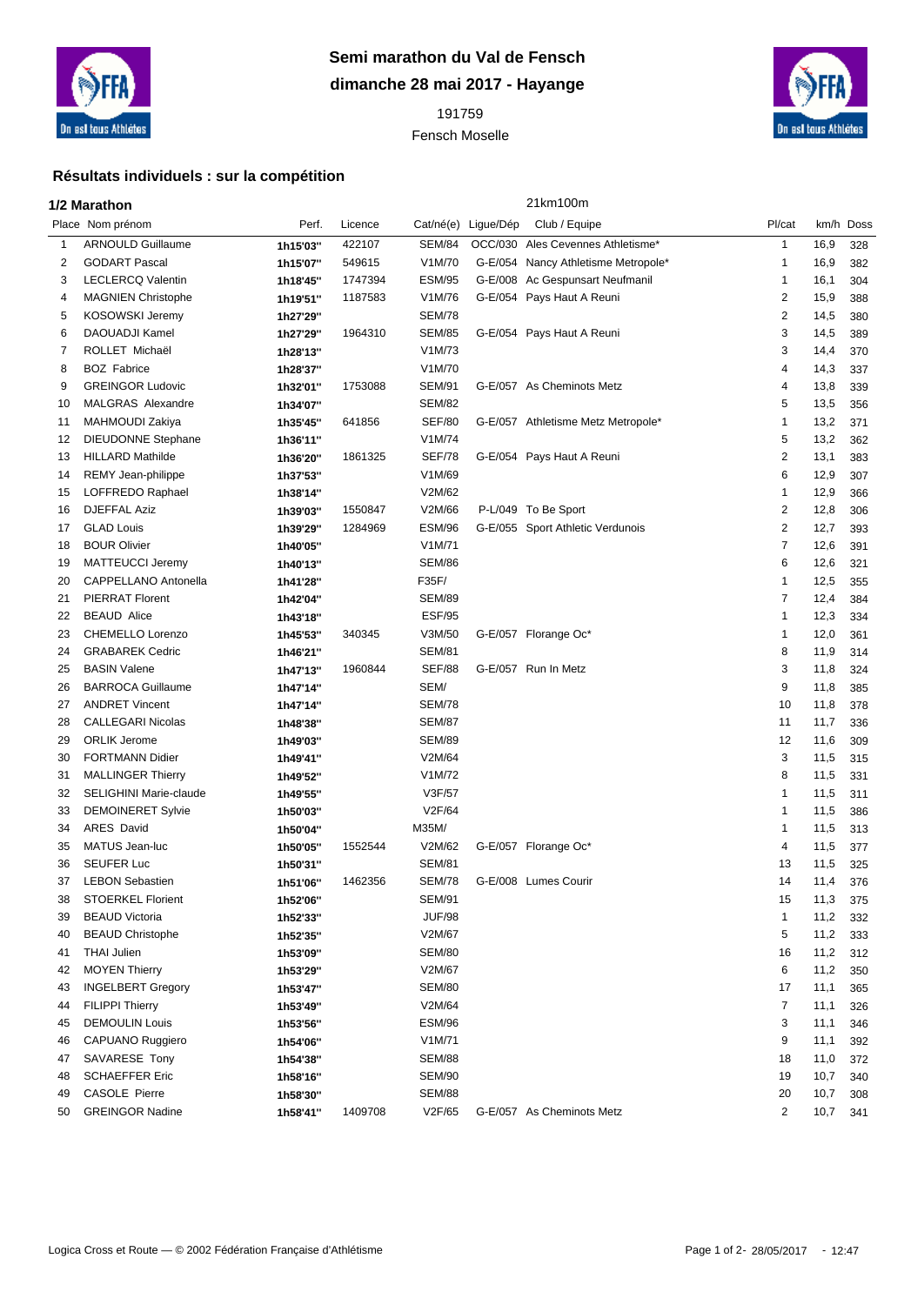# Semi marathon du Val de Fensch

## dimanche 28 mai 2017 - Hayange

191759

Fensch Moselle

### Résultats individuels : sur la compétition

**1/2 Marathon** — 21km100m

| Place | Nom prénom | Perf. | Licence | Cat/né(e) | Ligue/Dép | Club / Equipe | Pl/cat | km/h | Doss |
|---|---|---|---|---|---|---|---|---|---|
| 1 | ARNOULD Guillaume | 1h15'03'' | 422107 | SEM/84 | OCC/030 | Ales Cevennes Athletisme* | 1 | 16,9 | 328 |
| 2 | GODART Pascal | 1h15'07'' | 549615 | V1M/70 | G-E/054 | Nancy Athletisme Metropole* | 1 | 16,9 | 382 |
| 3 | LECLERCQ Valentin | 1h18'45'' | 1747394 | ESM/95 | G-E/008 | Ac Gespunsart Neufmanil | 1 | 16,1 | 304 |
| 4 | MAGNIEN Christophe | 1h19'51'' | 1187583 | V1M/76 | G-E/054 | Pays Haut A Reuni | 2 | 15,9 | 388 |
| 5 | KOSOWSKI Jeremy | 1h27'29'' | | SEM/78 | | | 2 | 14,5 | 380 |
| 6 | DAOUADJI Kamel | 1h27'29'' | 1964310 | SEM/85 | G-E/054 | Pays Haut A Reuni | 3 | 14,5 | 389 |
| 7 | ROLLET Michaël | 1h28'13'' | | V1M/73 | | | 3 | 14,4 | 370 |
| 8 | BOZ Fabrice | 1h28'37'' | | V1M/70 | | | 4 | 14,3 | 337 |
| 9 | GREINGOR Ludovic | 1h32'01'' | 1753088 | SEM/91 | G-E/057 | As Cheminots Metz | 4 | 13,8 | 339 |
| 10 | MALGRAS Alexandre | 1h34'07'' | | SEM/82 | | | 5 | 13,5 | 356 |
| 11 | MAHMOUDI Zakiya | 1h35'45'' | 641856 | SEF/80 | G-E/057 | Athletisme Metz Metropole* | 1 | 13,2 | 371 |
| 12 | DIEUDONNE Stephane | 1h36'11'' | | V1M/74 | | | 5 | 13,2 | 362 |
| 13 | HILLARD Mathilde | 1h36'20'' | 1861325 | SEF/78 | G-E/054 | Pays Haut A Reuni | 2 | 13,1 | 383 |
| 14 | REMY Jean-philippe | 1h37'53'' | | V1M/69 | | | 6 | 12,9 | 307 |
| 15 | LOFFREDO Raphael | 1h38'14'' | | V2M/62 | | | 1 | 12,9 | 366 |
| 16 | DJEFFAL Aziz | 1h39'03'' | 1550847 | V2M/66 | P-L/049 | To Be Sport | 2 | 12,8 | 306 |
| 17 | GLAD Louis | 1h39'29'' | 1284969 | ESM/96 | G-E/055 | Sport Athletic Verdunois | 2 | 12,7 | 393 |
| 18 | BOUR Olivier | 1h40'05'' | | V1M/71 | | | 7 | 12,6 | 391 |
| 19 | MATTEUCCI Jeremy | 1h40'13'' | | SEM/86 | | | 6 | 12,6 | 321 |
| 20 | CAPPELLANO Antonella | 1h41'28'' | | F35F/ | | | 1 | 12,5 | 355 |
| 21 | PIERRAT Florent | 1h42'04'' | | SEM/89 | | | 7 | 12,4 | 384 |
| 22 | BEAUD Alice | 1h43'18'' | | ESF/95 | | | 1 | 12,3 | 334 |
| 23 | CHEMELLO Lorenzo | 1h45'53'' | 340345 | V3M/50 | G-E/057 | Florange Oc* | 1 | 12,0 | 361 |
| 24 | GRABAREK Cedric | 1h46'21'' | | SEM/81 | | | 8 | 11,9 | 314 |
| 25 | BASIN Valene | 1h47'13'' | 1960844 | SEF/88 | G-E/057 | Run In Metz | 3 | 11,8 | 324 |
| 26 | BARROCA Guillaume | 1h47'14'' | | SEM/ | | | 9 | 11,8 | 385 |
| 27 | ANDRET Vincent | 1h47'14'' | | SEM/78 | | | 10 | 11,8 | 378 |
| 28 | CALLEGARI Nicolas | 1h48'38'' | | SEM/87 | | | 11 | 11,7 | 336 |
| 29 | ORLIK Jerome | 1h49'03'' | | SEM/89 | | | 12 | 11,6 | 309 |
| 30 | FORTMANN Didier | 1h49'41'' | | V2M/64 | | | 3 | 11,5 | 315 |
| 31 | MALLINGER Thierry | 1h49'52'' | | V1M/72 | | | 8 | 11,5 | 331 |
| 32 | SELIGHINI Marie-claude | 1h49'55'' | | V3F/57 | | | 1 | 11,5 | 311 |
| 33 | DEMOINERET Sylvie | 1h50'03'' | | V2F/64 | | | 1 | 11,5 | 386 |
| 34 | ARES David | 1h50'04'' | | M35M/ | | | 1 | 11,5 | 313 |
| 35 | MATUS Jean-luc | 1h50'05'' | 1552544 | V2M/62 | G-E/057 | Florange Oc* | 4 | 11,5 | 377 |
| 36 | SEUFER Luc | 1h50'31'' | | SEM/81 | | | 13 | 11,5 | 325 |
| 37 | LEBON Sebastien | 1h51'06'' | 1462356 | SEM/78 | G-E/008 | Lumes Courir | 14 | 11,4 | 376 |
| 38 | STOERKEL Florient | 1h52'06'' | | SEM/91 | | | 15 | 11,3 | 375 |
| 39 | BEAUD Victoria | 1h52'33'' | | JUF/98 | | | 1 | 11,2 | 332 |
| 40 | BEAUD Christophe | 1h52'35'' | | V2M/67 | | | 5 | 11,2 | 333 |
| 41 | THAI Julien | 1h53'09'' | | SEM/80 | | | 16 | 11,2 | 312 |
| 42 | MOYEN Thierry | 1h53'29'' | | V2M/67 | | | 6 | 11,2 | 350 |
| 43 | INGELBERT Gregory | 1h53'47'' | | SEM/80 | | | 17 | 11,1 | 365 |
| 44 | FILIPPI Thierry | 1h53'49'' | | V2M/64 | | | 7 | 11,1 | 326 |
| 45 | DEMOULIN Louis | 1h53'56'' | | ESM/96 | | | 3 | 11,1 | 346 |
| 46 | CAPUANO Ruggiero | 1h54'06'' | | V1M/71 | | | 9 | 11,1 | 392 |
| 47 | SAVARESE Tony | 1h54'38'' | | SEM/88 | | | 18 | 11,0 | 372 |
| 48 | SCHAEFFER Eric | 1h58'16'' | | SEM/90 | | | 19 | 10,7 | 340 |
| 49 | CASOLE Pierre | 1h58'30'' | | SEM/88 | | | 20 | 10,7 | 308 |
| 50 | GREINGOR Nadine | 1h58'41'' | 1409708 | V2F/65 | G-E/057 | As Cheminots Metz | 2 | 10,7 | 341 |

Logica Cross et Route — © 2002 Fédération Française d'Athlétisme — 28/05/2017 - 12:47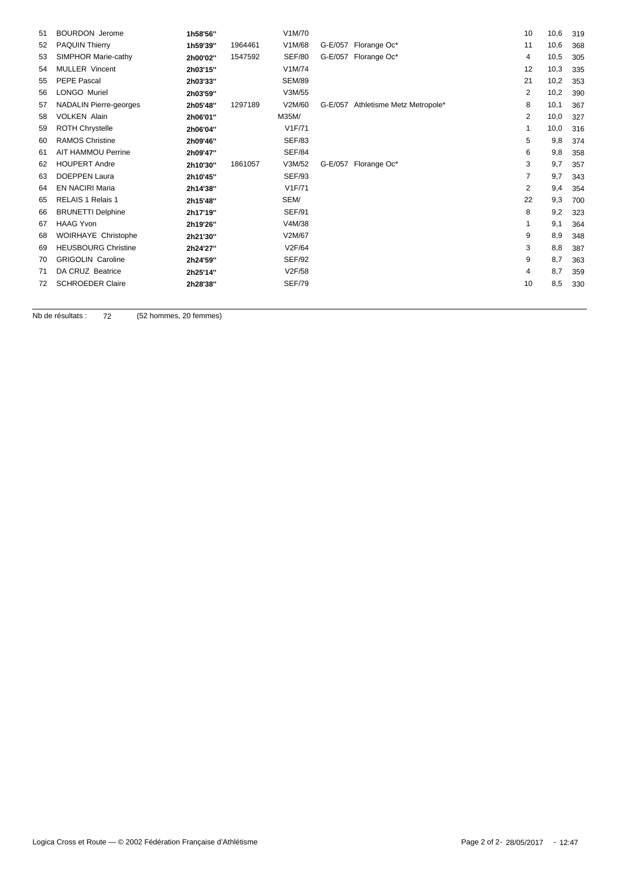| | | | | | | | | |
|---|---|---|---|---|---|---|---|---|
| 51 | BOURDON Jerome | **1h58'56''** | | V1M/70 | | 10 | 10,6 | 319 |
| 52 | PAQUIN Thierry | **1h59'39''** | 1964461 | V1M/68 | G-E/057 Florange Oc* | 11 | 10,6 | 368 |
| 53 | SIMPHOR Marie-cathy | **2h00'02''** | 1547592 | SEF/80 | G-E/057 Florange Oc* | 4 | 10,5 | 305 |
| 54 | MULLER Vincent | **2h03'15''** | | V1M/74 | | 12 | 10,3 | 335 |
| 55 | PEPE Pascal | **2h03'33''** | | SEM/89 | | 21 | 10,2 | 353 |
| 56 | LONGO Muriel | **2h03'59''** | | V3M/55 | | 2 | 10,2 | 390 |
| 57 | NADALIN Pierre-georges | **2h05'48''** | 1297189 | V2M/60 | G-E/057 Athletisme Metz Metropole* | 8 | 10,1 | 367 |
| 58 | VOLKEN Alain | **2h06'01''** | | M35M/ | | 2 | 10,0 | 327 |
| 59 | ROTH Chrystelle | **2h06'04''** | | V1F/71 | | 1 | 10,0 | 316 |
| 60 | RAMOS Christine | **2h09'46''** | | SEF/83 | | 5 | 9,8 | 374 |
| 61 | AIT HAMMOU Perrine | **2h09'47''** | | SEF/84 | | 6 | 9,8 | 358 |
| 62 | HOUPERT Andre | **2h10'30''** | 1861057 | V3M/52 | G-E/057 Florange Oc* | 3 | 9,7 | 357 |
| 63 | DOEPPEN Laura | **2h10'45''** | | SEF/93 | | 7 | 9,7 | 343 |
| 64 | EN NACIRI Maria | **2h14'38''** | | V1F/71 | | 2 | 9,4 | 354 |
| 65 | RELAIS 1 Relais 1 | **2h15'48''** | | SEM/ | | 22 | 9,3 | 700 |
| 66 | BRUNETTI Delphine | **2h17'19''** | | SEF/91 | | 8 | 9,2 | 323 |
| 67 | HAAG Yvon | **2h19'26''** | | V4M/38 | | 1 | 9,1 | 364 |
| 68 | WOIRHAYE Christophe | **2h21'30''** | | V2M/67 | | 9 | 8,9 | 348 |
| 69 | HEUSBOURG Christine | **2h24'27''** | | V2F/64 | | 3 | 8,8 | 387 |
| 70 | GRIGOLIN Caroline | **2h24'59''** | | SEF/92 | | 9 | 8,7 | 363 |
| 71 | DA CRUZ Beatrice | **2h25'14''** | | V2F/58 | | 4 | 8,7 | 359 |
| 72 | SCHROEDER Claire | **2h28'38''** | | SEF/79 | | 10 | 8,5 | 330 |

Nb de résultats : 72 (52 hommes, 20 femmes)

Logica Cross et Route — © 2002 Fédération Française d'Athlétisme 28/05/2017 - 12:47